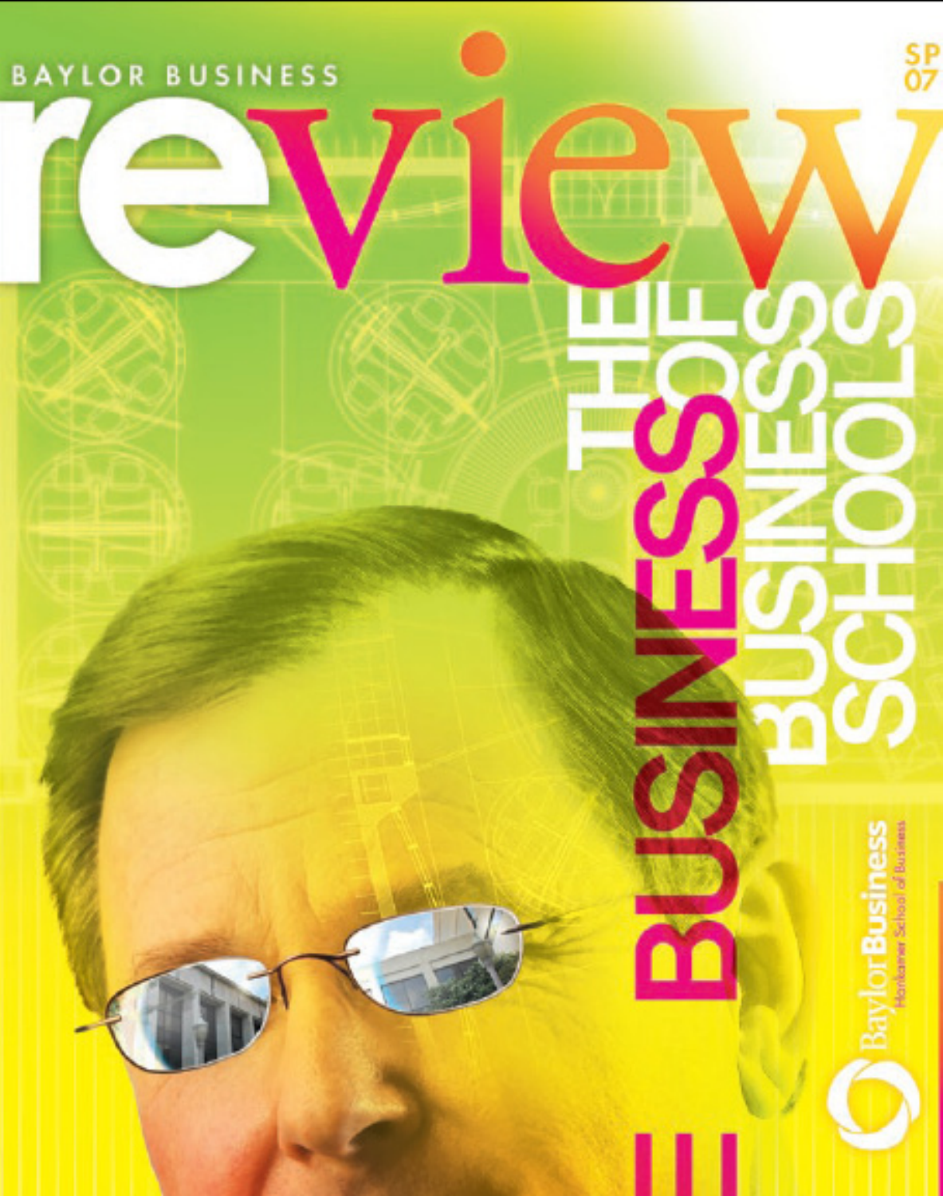BAYLOR BUSINESS

# review

SP 07

## THE BUSINESS OF BUSINESS SCHOOLS

Baylor Business
Hankamer School of Business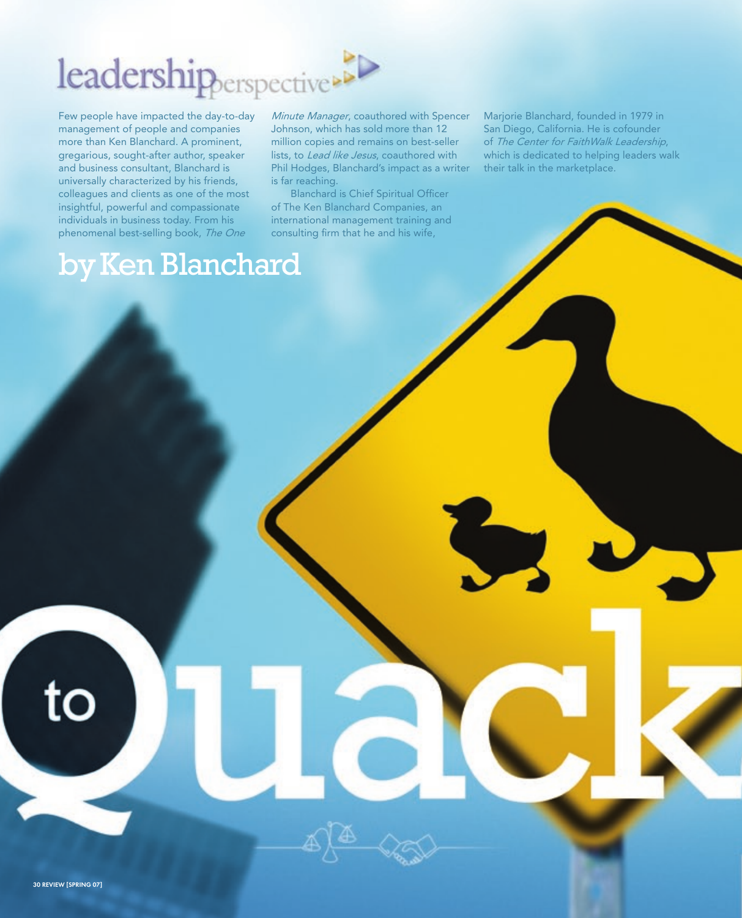# leadership perspective

Few people have impacted the day-to-day management of people and companies more than Ken Blanchard. A prominent, gregarious, sought-after author, speaker and business consultant, Blanchard is universally characterized by his friends, colleagues and clients as one of the most insightful, powerful and compassionate individuals in business today. From his phenomenal best-selling book, *The One Minute Manager*, coauthored with Spencer Johnson, which has sold more than 12 million copies and remains on best-seller lists, to *Lead like Jesus*, coauthored with Phil Hodges, Blanchard's impact as a writer is far reaching.

Blanchard is Chief Spiritual Officer of The Ken Blanchard Companies, an international management training and consulting firm that he and his wife, Marjorie Blanchard, founded in 1979 in San Diego, California. He is cofounder of *The Center for FaithWalk Leadership*, which is dedicated to helping leaders walk their talk in the marketplace.

## by Ken Blanchard

# to Quack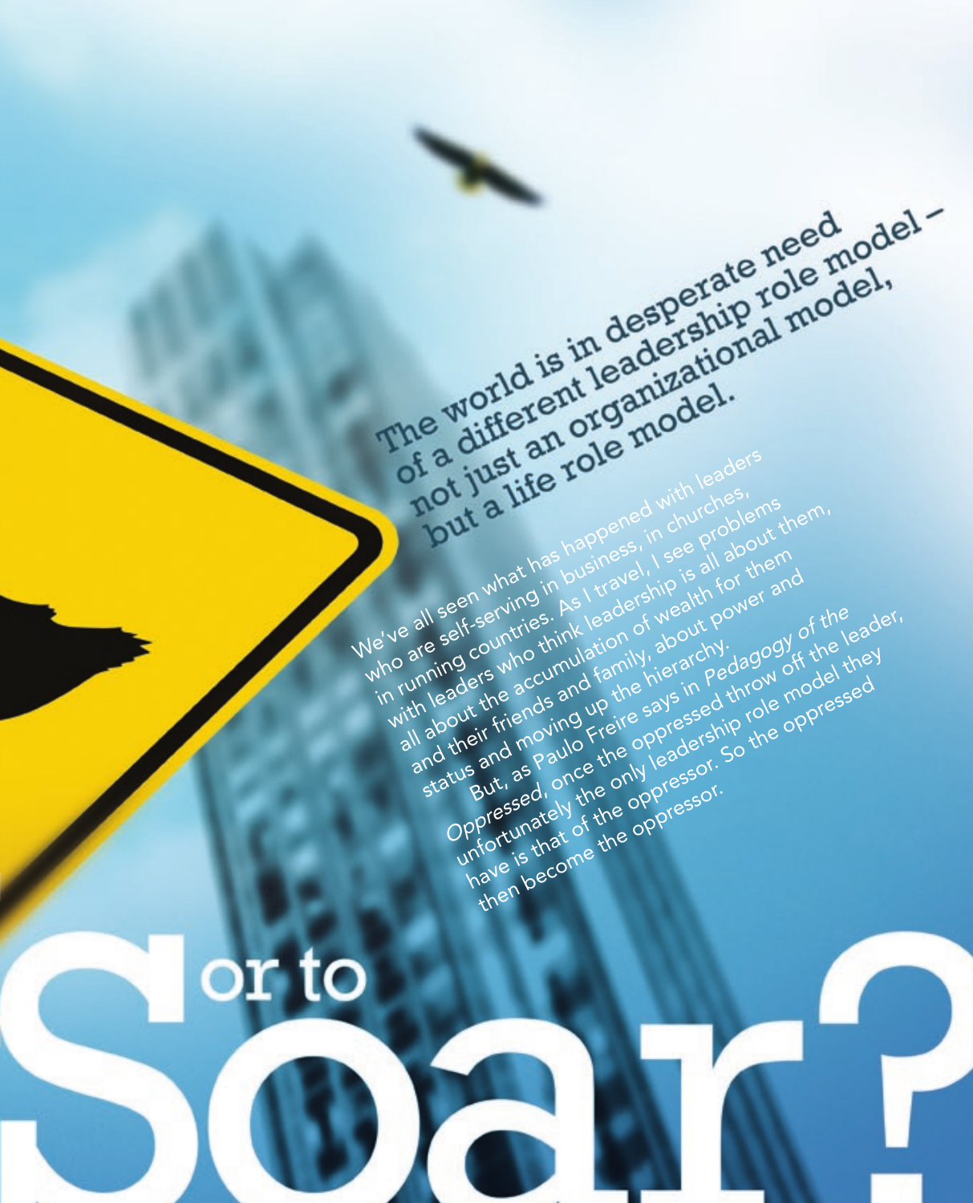# or to Soar?

**The world is in desperate need of a different leadership role model – not just an organizational model, but a life role model.**

We've all seen what has happened with leaders who are self-serving in business, in churches, in running countries. As I travel, I see problems with leaders who think leadership is all about them, all about the accumulation of wealth for them and their friends and family, about power and status and moving up the hierarchy.

But, as Paulo Freire says in *Pedagogy of the Oppressed*, once the oppressed throw off the leader, unfortunately the only leadership role model they have is that of the oppressor. So the oppressed then become the oppressor.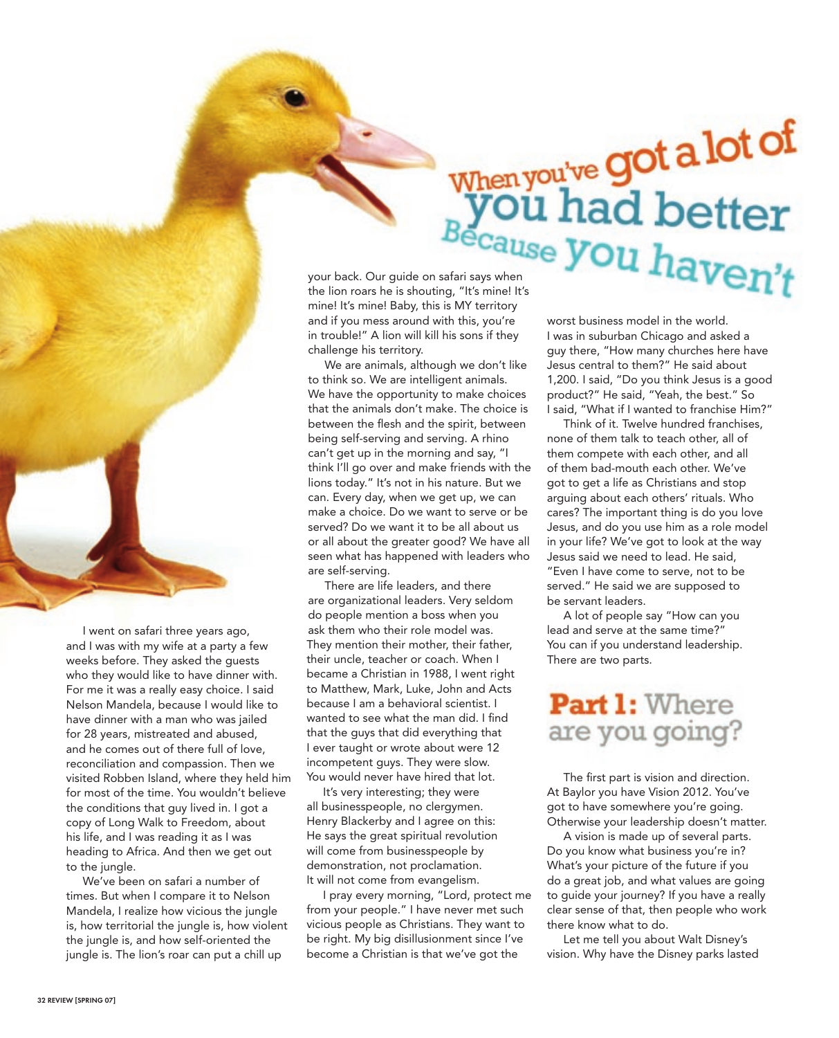# When you've got a lot of you had better Because you haven't

I went on safari three years ago, and I was with my wife at a party a few weeks before. They asked the guests who they would like to have dinner with. For me it was a really easy choice. I said Nelson Mandela, because I would like to have dinner with a man who was jailed for 28 years, mistreated and abused, and he comes out of there full of love, reconciliation and compassion. Then we visited Robben Island, where they held him for most of the time. You wouldn't believe the conditions that guy lived in. I got a copy of Long Walk to Freedom, about his life, and I was reading it as I was heading to Africa. And then we get out to the jungle.

We've been on safari a number of times. But when I compare it to Nelson Mandela, I realize how vicious the jungle is, how territorial the jungle is, how violent the jungle is, and how self-oriented the jungle is. The lion's roar can put a chill up your back. Our guide on safari says when the lion roars he is shouting, "It's mine! It's mine! It's mine! Baby, this is MY territory and if you mess around with this, you're in trouble!" A lion will kill his sons if they challenge his territory.

We are animals, although we don't like to think so. We are intelligent animals. We have the opportunity to make choices that the animals don't make. The choice is between the flesh and the spirit, between being self-serving and serving. A rhino can't get up in the morning and say, "I think I'll go over and make friends with the lions today." It's not in his nature. But we can. Every day, when we get up, we can make a choice. Do we want to serve or be served? Do we want it to be all about us or all about the greater good? We have all seen what has happened with leaders who are self-serving.

There are life leaders, and there are organizational leaders. Very seldom do people mention a boss when you ask them who their role model was. They mention their mother, their father, their uncle, teacher or coach. When I became a Christian in 1988, I went right to Matthew, Mark, Luke, John and Acts because I am a behavioral scientist. I wanted to see what the man did. I find that the guys that did everything that I ever taught or wrote about were 12 incompetent guys. They were slow. You would never have hired that lot.

It's very interesting; they were all businesspeople, no clergymen. Henry Blackerby and I agree on this: He says the great spiritual revolution will come from businesspeople by demonstration, not proclamation. It will not come from evangelism.

I pray every morning, "Lord, protect me from your people." I have never met such vicious people as Christians. They want to be right. My big disillusionment since I've become a Christian is that we've got the worst business model in the world. I was in suburban Chicago and asked a guy there, "How many churches here have Jesus central to them?" He said about 1,200. I said, "Do you think Jesus is a good product?" He said, "Yeah, the best." So I said, "What if I wanted to franchise Him?"

Think of it. Twelve hundred franchises, none of them talk to teach other, all of them compete with each other, and all of them bad-mouth each other. We've got to get a life as Christians and stop arguing about each others' rituals. Who cares? The important thing is do you love Jesus, and do you use him as a role model in your life? We've got to look at the way Jesus said we need to lead. He said, "Even I have come to serve, not to be served." He said we are supposed to be servant leaders.

A lot of people say "How can you lead and serve at the same time?" You can if you understand leadership. There are two parts.

## Part 1: Where are you going?

The first part is vision and direction. At Baylor you have Vision 2012. You've got to have somewhere you're going. Otherwise your leadership doesn't matter.

A vision is made up of several parts. Do you know what business you're in? What's your picture of the future if you do a great job, and what values are going to guide your journey? If you have a really clear sense of that, then people who work there know what to do.

Let me tell you about Walt Disney's vision. Why have the Disney parks lasted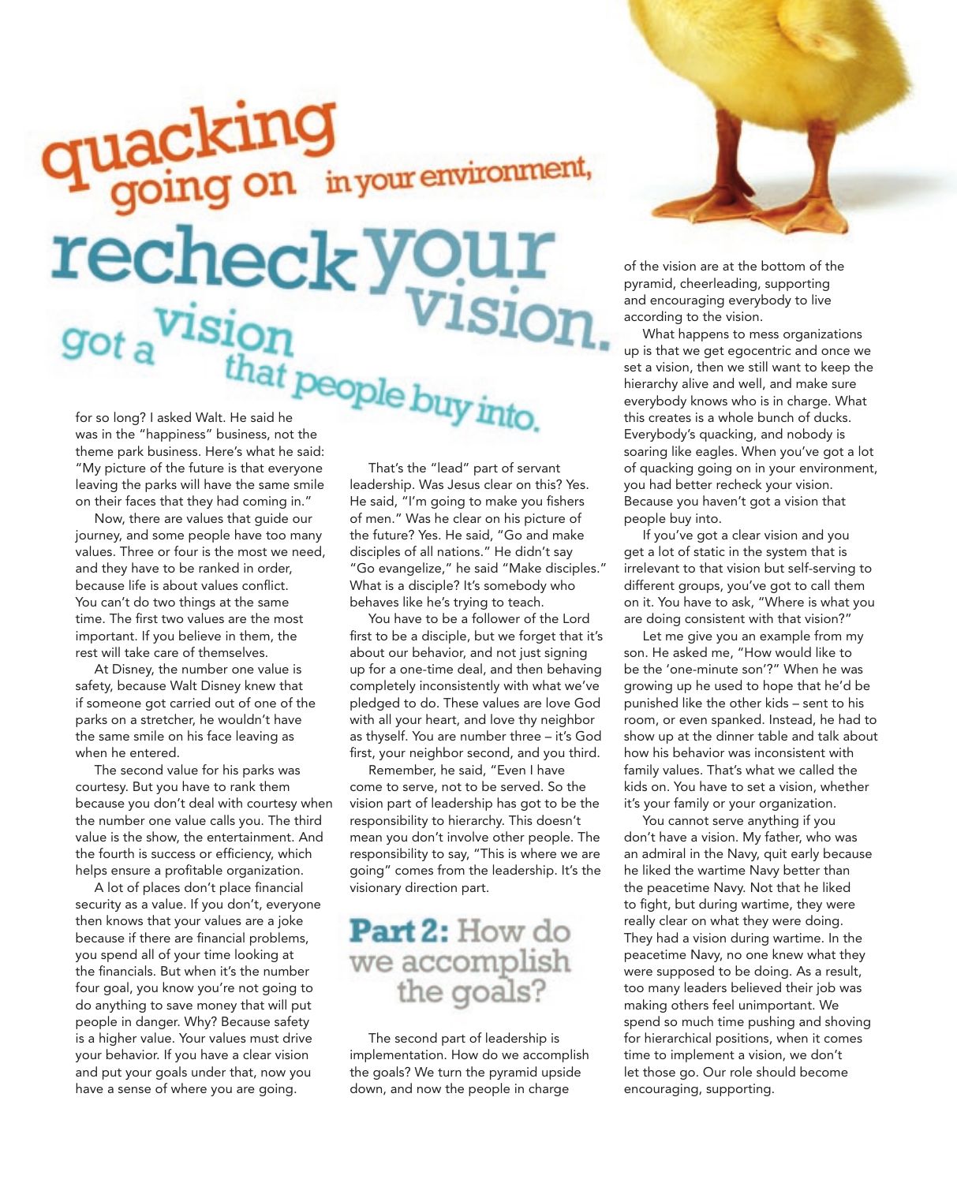# quacking going on in your environment, recheck your vision. got a vision that people buy into.

for so long? I asked Walt. He said he was in the "happiness" business, not the theme park business. Here's what he said: "My picture of the future is that everyone leaving the parks will have the same smile on their faces that they had coming in."

Now, there are values that guide our journey, and some people have too many values. Three or four is the most we need, and they have to be ranked in order, because life is about values conflict. You can't do two things at the same time. The first two values are the most important. If you believe in them, the rest will take care of themselves.

At Disney, the number one value is safety, because Walt Disney knew that if someone got carried out of one of the parks on a stretcher, he wouldn't have the same smile on his face leaving as when he entered.

The second value for his parks was courtesy. But you have to rank them because you don't deal with courtesy when the number one value calls you. The third value is the show, the entertainment. And the fourth is success or efficiency, which helps ensure a profitable organization.

A lot of places don't place financial security as a value. If you don't, everyone then knows that your values are a joke because if there are financial problems, you spend all of your time looking at the financials. But when it's the number four goal, you know you're not going to do anything to save money that will put people in danger. Why? Because safety is a higher value. Your values must drive your behavior. If you have a clear vision and put your goals under that, now you have a sense of where you are going.

That's the "lead" part of servant leadership. Was Jesus clear on this? Yes. He said, "I'm going to make you fishers of men." Was he clear on his picture of the future? Yes. He said, "Go and make disciples of all nations." He didn't say "Go evangelize," he said "Make disciples." What is a disciple? It's somebody who behaves like he's trying to teach.

You have to be a follower of the Lord first to be a disciple, but we forget that it's about our behavior, and not just signing up for a one-time deal, and then behaving completely inconsistently with what we've pledged to do. These values are love God with all your heart, and love thy neighbor as thyself. You are number three – it's God first, your neighbor second, and you third.

Remember, he said, "Even I have come to serve, not to be served. So the vision part of leadership has got to be the responsibility to hierarchy. This doesn't mean you don't involve other people. The responsibility to say, "This is where we are going" comes from the leadership. It's the visionary direction part.

## Part 2: How do we accomplish the goals?

The second part of leadership is implementation. How do we accomplish the goals? We turn the pyramid upside down, and now the people in charge of the vision are at the bottom of the pyramid, cheerleading, supporting and encouraging everybody to live according to the vision.

What happens to mess organizations up is that we get egocentric and once we set a vision, then we still want to keep the hierarchy alive and well, and make sure everybody knows who is in charge. What this creates is a whole bunch of ducks. Everybody's quacking, and nobody is soaring like eagles. When you've got a lot of quacking going on in your environment, you had better recheck your vision. Because you haven't got a vision that people buy into.

If you've got a clear vision and you get a lot of static in the system that is irrelevant to that vision but self-serving to different groups, you've got to call them on it. You have to ask, "Where is what you are doing consistent with that vision?"

Let me give you an example from my son. He asked me, "How would like to be the 'one-minute son'?" When he was growing up he used to hope that he'd be punished like the other kids – sent to his room, or even spanked. Instead, he had to show up at the dinner table and talk about how his behavior was inconsistent with family values. That's what we called the kids on. You have to set a vision, whether it's your family or your organization.

You cannot serve anything if you don't have a vision. My father, who was an admiral in the Navy, quit early because he liked the wartime Navy better than the peacetime Navy. Not that he liked to fight, but during wartime, they were really clear on what they were doing. They had a vision during wartime. In the peacetime Navy, no one knew what they were supposed to be doing. As a result, too many leaders believed their job was making others feel unimportant. We spend so much time pushing and shoving for hierarchical positions, when it comes time to implement a vision, we don't let those go. Our role should become encouraging, supporting.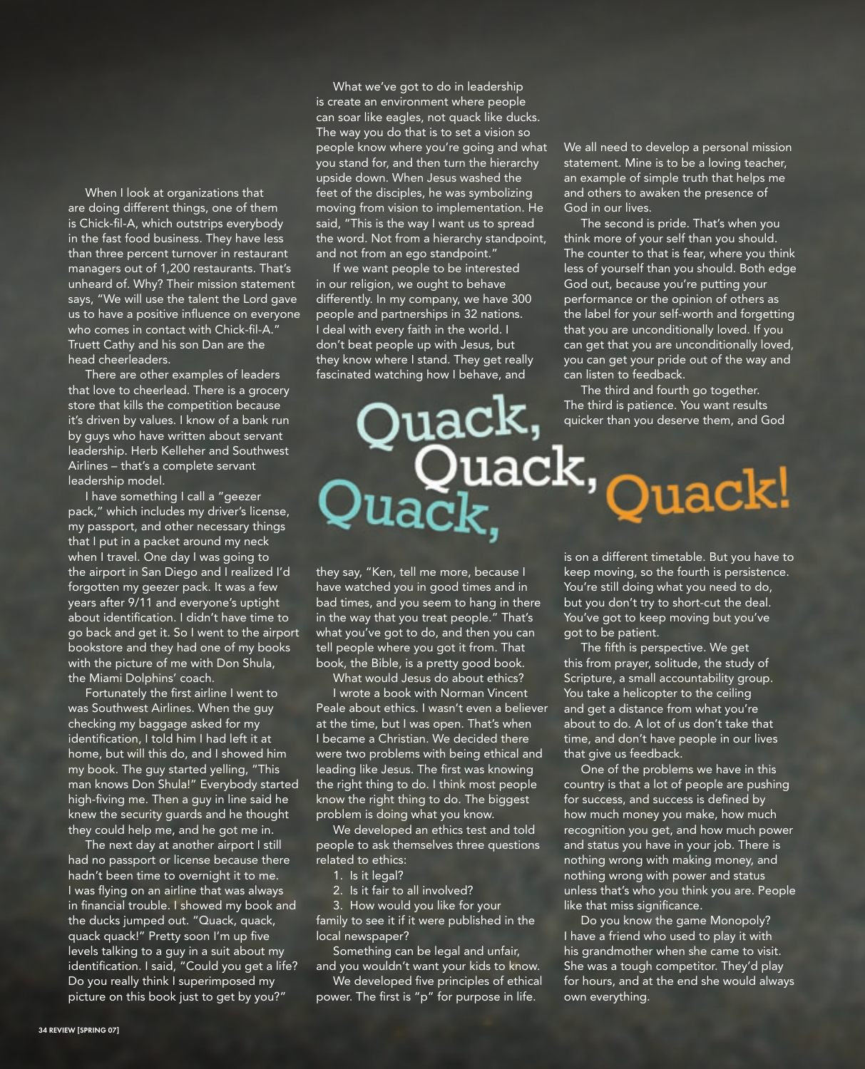When I look at organizations that are doing different things, one of them is Chick-fil-A, which outstrips everybody in the fast food business. They have less than three percent turnover in restaurant managers out of 1,200 restaurants. That's unheard of. Why? Their mission statement says, "We will use the talent the Lord gave us to have a positive influence on everyone who comes in contact with Chick-fil-A." Truett Cathy and his son Dan are the head cheerleaders.

There are other examples of leaders that love to cheerlead. There is a grocery store that kills the competition because it's driven by values. I know of a bank run by guys who have written about servant leadership. Herb Kelleher and Southwest Airlines – that's a complete servant leadership model.

I have something I call a "geezer pack," which includes my driver's license, my passport, and other necessary things that I put in a packet around my neck when I travel. One day I was going to the airport in San Diego and I realized I'd forgotten my geezer pack. It was a few years after 9/11 and everyone's uptight about identification. I didn't have time to go back and get it. So I went to the airport bookstore and they had one of my books with the picture of me with Don Shula, the Miami Dolphins' coach.

Fortunately the first airline I went to was Southwest Airlines. When the guy checking my baggage asked for my identification, I told him I had left it at home, but will this do, and I showed him my book. The guy started yelling, "This man knows Don Shula!" Everybody started high-fiving me. Then a guy in line said he knew the security guards and he thought they could help me, and he got me in.

The next day at another airport I still had no passport or license because there hadn't been time to overnight it to me. I was flying on an airline that was always in financial trouble. I showed my book and the ducks jumped out. "Quack, quack, quack quack!" Pretty soon I'm up five levels talking to a guy in a suit about my identification. I said, "Could you get a life? Do you really think I superimposed my picture on this book just to get by you?"

What we've got to do in leadership is create an environment where people can soar like eagles, not quack like ducks. The way you do that is to set a vision so people know where you're going and what you stand for, and then turn the hierarchy upside down. When Jesus washed the feet of the disciples, he was symbolizing moving from vision to implementation. He said, "This is the way I want us to spread the word. Not from a hierarchy standpoint, and not from an ego standpoint."

If we want people to be interested in our religion, we ought to behave differently. In my company, we have 300 people and partnerships in 32 nations. I deal with every faith in the world. I don't beat people up with Jesus, but they know where I stand. They get really fascinated watching how I behave, and

# Quack, Quack, Quack, Quack!

they say, "Ken, tell me more, because I have watched you in good times and in bad times, and you seem to hang in there in the way that you treat people." That's what you've got to do, and then you can tell people where you got it from. That book, the Bible, is a pretty good book.

What would Jesus do about ethics?

I wrote a book with Norman Vincent Peale about ethics. I wasn't even a believer at the time, but I was open. That's when I became a Christian. We decided there were two problems with being ethical and leading like Jesus. The first was knowing the right thing to do. I think most people know the right thing to do. The biggest problem is doing what you know.

We developed an ethics test and told people to ask themselves three questions related to ethics:

1. Is it legal?
2. Is it fair to all involved?
3. How would you like for your family to see it if it were published in the local newspaper?

Something can be legal and unfair, and you wouldn't want your kids to know.

We developed five principles of ethical power. The first is "p" for purpose in life. We all need to develop a personal mission statement. Mine is to be a loving teacher, an example of simple truth that helps me and others to awaken the presence of God in our lives.

The second is pride. That's when you think more of your self than you should. The counter to that is fear, where you think less of yourself than you should. Both edge God out, because you're putting your performance or the opinion of others as the label for your self-worth and forgetting that you are unconditionally loved. If you can get that you are unconditionally loved, you can get your pride out of the way and can listen to feedback.

The third and fourth go together. The third is patience. You want results quicker than you deserve them, and God is on a different timetable. But you have to keep moving, so the fourth is persistence. You're still doing what you need to do, but you don't try to short-cut the deal. You've got to keep moving but you've got to be patient.

The fifth is perspective. We get this from prayer, solitude, the study of Scripture, a small accountability group. You take a helicopter to the ceiling and get a distance from what you're about to do. A lot of us don't take that time, and don't have people in our lives that give us feedback.

One of the problems we have in this country is that a lot of people are pushing for success, and success is defined by how much money you make, how much recognition you get, and how much power and status you have in your job. There is nothing wrong with making money, and nothing wrong with power and status unless that's who you think you are. People like that miss significance.

Do you know the game Monopoly? I have a friend who used to play it with his grandmother when she came to visit. She was a tough competitor. They'd play for hours, and at the end she would always own everything.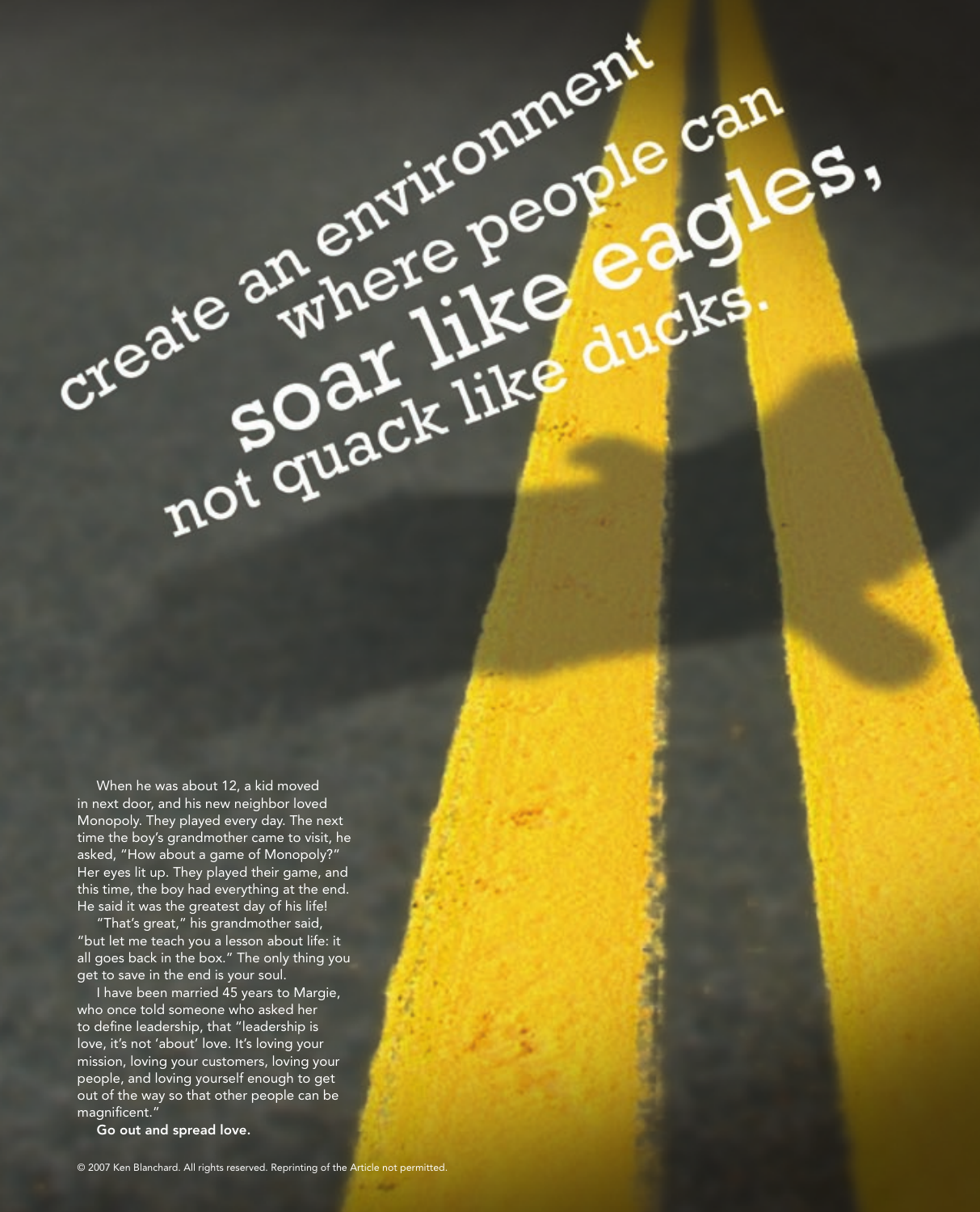# create an environment where people can soar like eagles, not quack like ducks.

When he was about 12, a kid moved in next door, and his new neighbor loved Monopoly. They played every day. The next time the boy's grandmother came to visit, he asked, "How about a game of Monopoly?" Her eyes lit up. They played their game, and this time, the boy had everything at the end. He said it was the greatest day of his life!

"That's great," his grandmother said, "but let me teach you a lesson about life: it all goes back in the box." The only thing you get to save in the end is your soul.

I have been married 45 years to Margie, who once told someone who asked her to define leadership, that "leadership is love, it's not 'about' love. It's loving your mission, loving your customers, loving your people, and loving yourself enough to get out of the way so that other people can be magnificent."

**Go out and spread love.**

© 2007 Ken Blanchard. All rights reserved. Reprinting of the Article not permitted.